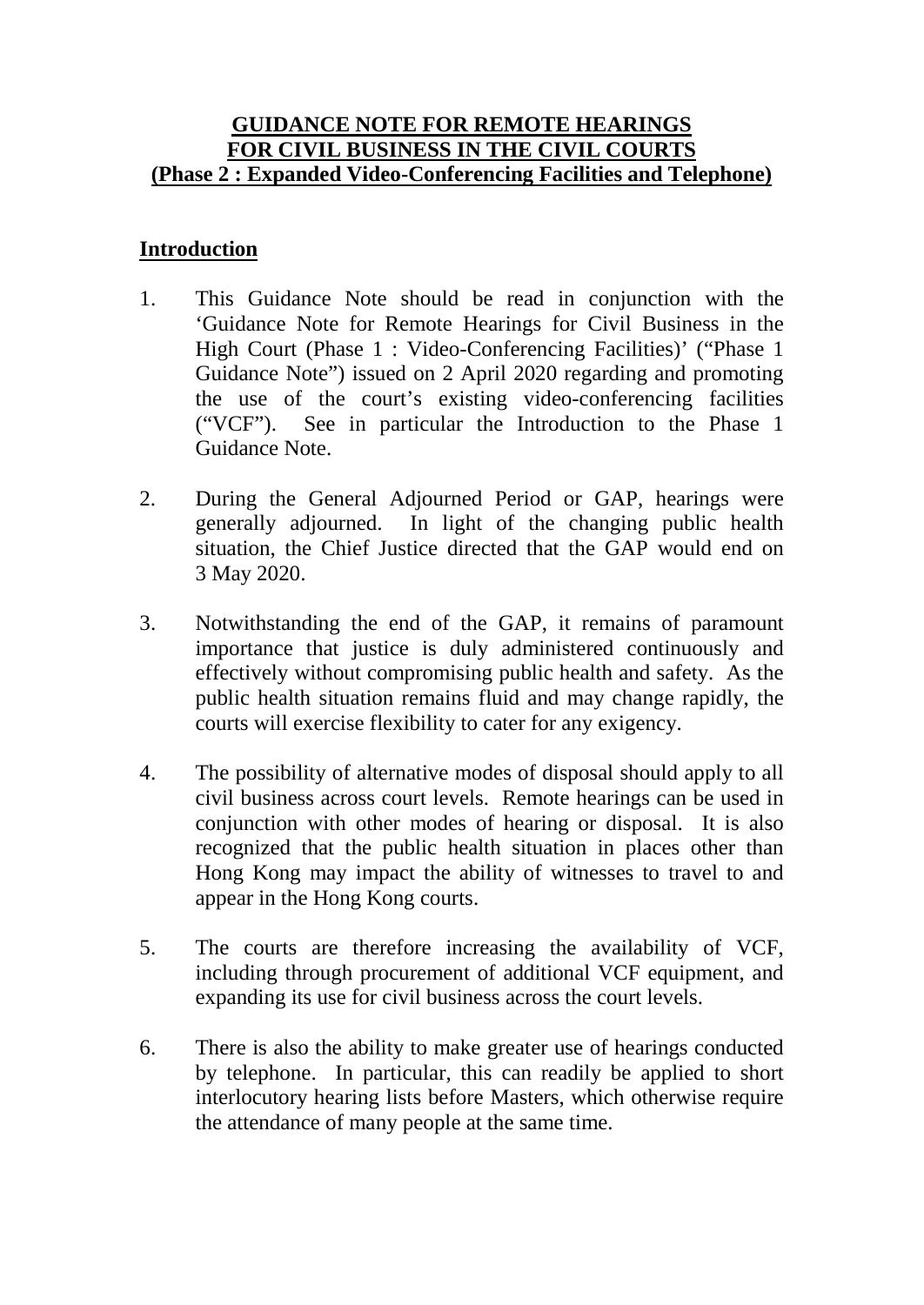# GUIDANCE NOTE FOR REMOTE HEARINGS FOR CIVIL BUSINESS IN THE CIVIL COURTS (Phase 2 : Expanded Video-Conferencing Facilities and Telephone)

## Introduction

1. This Guidance Note should be read in conjunction with the 'Guidance Note for Remote Hearings for Civil Business in the High Court (Phase 1 : Video-Conferencing Facilities)' ("Phase 1 Guidance Note") issued on 2 April 2020 regarding and promoting the use of the court's existing video-conferencing facilities ("VCF"). See in particular the Introduction to the Phase 1 Guidance Note.

2. During the General Adjourned Period or GAP, hearings were generally adjourned. In light of the changing public health situation, the Chief Justice directed that the GAP would end on 3 May 2020.

3. Notwithstanding the end of the GAP, it remains of paramount importance that justice is duly administered continuously and effectively without compromising public health and safety. As the public health situation remains fluid and may change rapidly, the courts will exercise flexibility to cater for any exigency.

4. The possibility of alternative modes of disposal should apply to all civil business across court levels. Remote hearings can be used in conjunction with other modes of hearing or disposal. It is also recognized that the public health situation in places other than Hong Kong may impact the ability of witnesses to travel to and appear in the Hong Kong courts.

5. The courts are therefore increasing the availability of VCF, including through procurement of additional VCF equipment, and expanding its use for civil business across the court levels.

6. There is also the ability to make greater use of hearings conducted by telephone. In particular, this can readily be applied to short interlocutory hearing lists before Masters, which otherwise require the attendance of many people at the same time.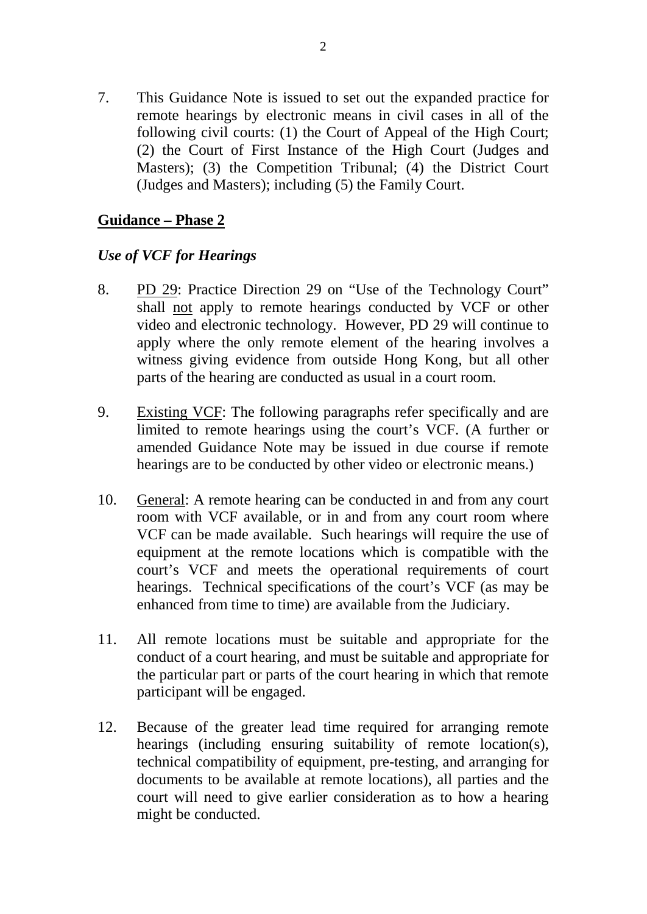7. This Guidance Note is issued to set out the expanded practice for remote hearings by electronic means in civil cases in all of the following civil courts: (1) the Court of Appeal of the High Court; (2) the Court of First Instance of the High Court (Judges and Masters); (3) the Competition Tribunal; (4) the District Court (Judges and Masters); including (5) the Family Court.

## <u>Guidance – Phase 2</u>

### *Use of VCF for Hearings*

8. <u>PD 29</u>: Practice Direction 29 on "Use of the Technology Court" shall <u>not</u> apply to remote hearings conducted by VCF or other video and electronic technology. However, PD 29 will continue to apply where the only remote element of the hearing involves a witness giving evidence from outside Hong Kong, but all other parts of the hearing are conducted as usual in a court room.

9. <u>Existing VCF</u>: The following paragraphs refer specifically and are limited to remote hearings using the court's VCF. (A further or amended Guidance Note may be issued in due course if remote hearings are to be conducted by other video or electronic means.)

10. <u>General</u>: A remote hearing can be conducted in and from any court room with VCF available, or in and from any court room where VCF can be made available. Such hearings will require the use of equipment at the remote locations which is compatible with the court's VCF and meets the operational requirements of court hearings. Technical specifications of the court's VCF (as may be enhanced from time to time) are available from the Judiciary.

11. All remote locations must be suitable and appropriate for the conduct of a court hearing, and must be suitable and appropriate for the particular part or parts of the court hearing in which that remote participant will be engaged.

12. Because of the greater lead time required for arranging remote hearings (including ensuring suitability of remote location(s), technical compatibility of equipment, pre-testing, and arranging for documents to be available at remote locations), all parties and the court will need to give earlier consideration as to how a hearing might be conducted.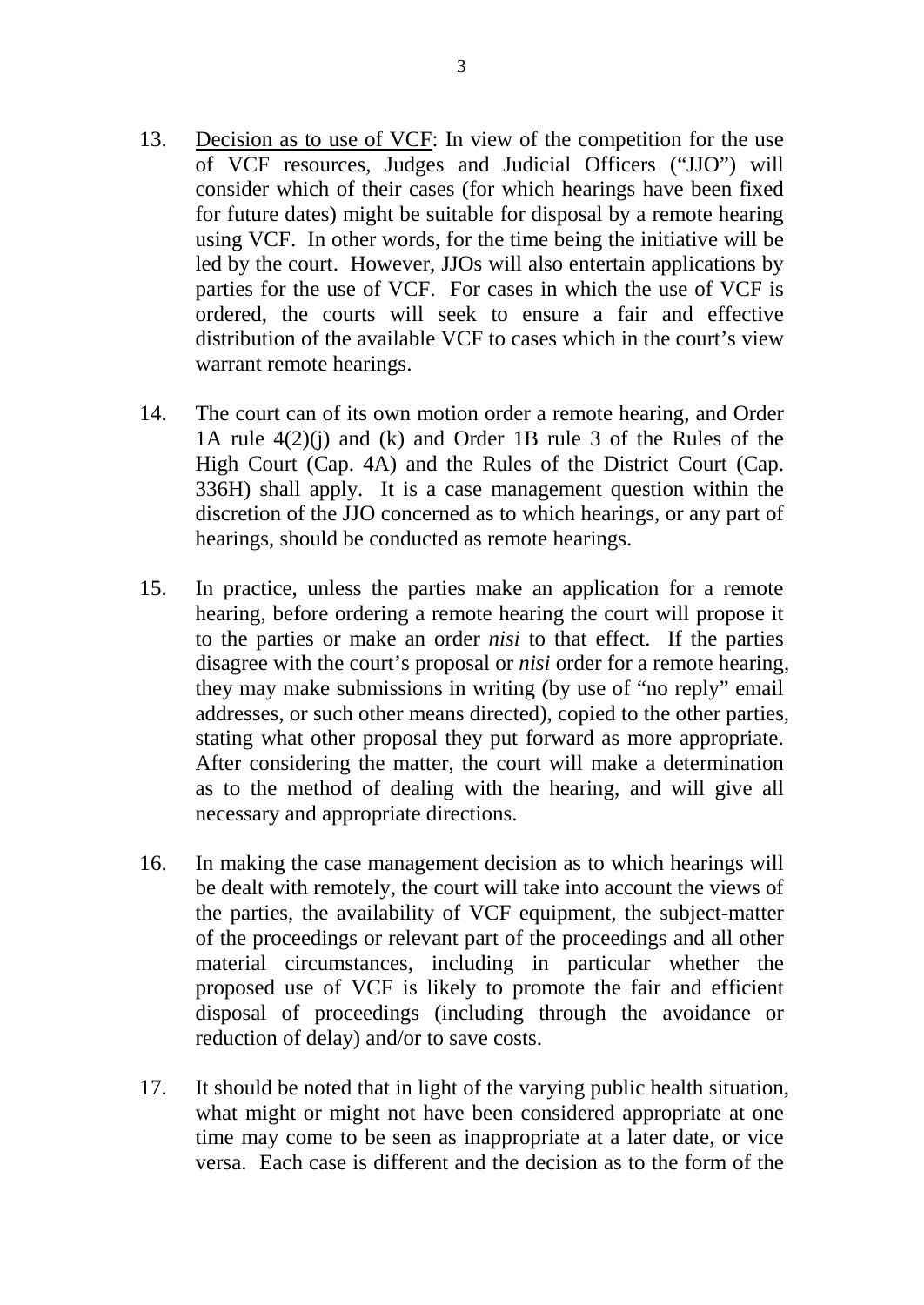13. Decision as to use of VCF: In view of the competition for the use of VCF resources, Judges and Judicial Officers ("JJO") will consider which of their cases (for which hearings have been fixed for future dates) might be suitable for disposal by a remote hearing using VCF. In other words, for the time being the initiative will be led by the court. However, JJOs will also entertain applications by parties for the use of VCF. For cases in which the use of VCF is ordered, the courts will seek to ensure a fair and effective distribution of the available VCF to cases which in the court's view warrant remote hearings.

14. The court can of its own motion order a remote hearing, and Order 1A rule 4(2)(j) and (k) and Order 1B rule 3 of the Rules of the High Court (Cap. 4A) and the Rules of the District Court (Cap. 336H) shall apply. It is a case management question within the discretion of the JJO concerned as to which hearings, or any part of hearings, should be conducted as remote hearings.

15. In practice, unless the parties make an application for a remote hearing, before ordering a remote hearing the court will propose it to the parties or make an order *nisi* to that effect. If the parties disagree with the court's proposal or *nisi* order for a remote hearing, they may make submissions in writing (by use of "no reply" email addresses, or such other means directed), copied to the other parties, stating what other proposal they put forward as more appropriate. After considering the matter, the court will make a determination as to the method of dealing with the hearing, and will give all necessary and appropriate directions.

16. In making the case management decision as to which hearings will be dealt with remotely, the court will take into account the views of the parties, the availability of VCF equipment, the subject-matter of the proceedings or relevant part of the proceedings and all other material circumstances, including in particular whether the proposed use of VCF is likely to promote the fair and efficient disposal of proceedings (including through the avoidance or reduction of delay) and/or to save costs.

17. It should be noted that in light of the varying public health situation, what might or might not have been considered appropriate at one time may come to be seen as inappropriate at a later date, or vice versa. Each case is different and the decision as to the form of the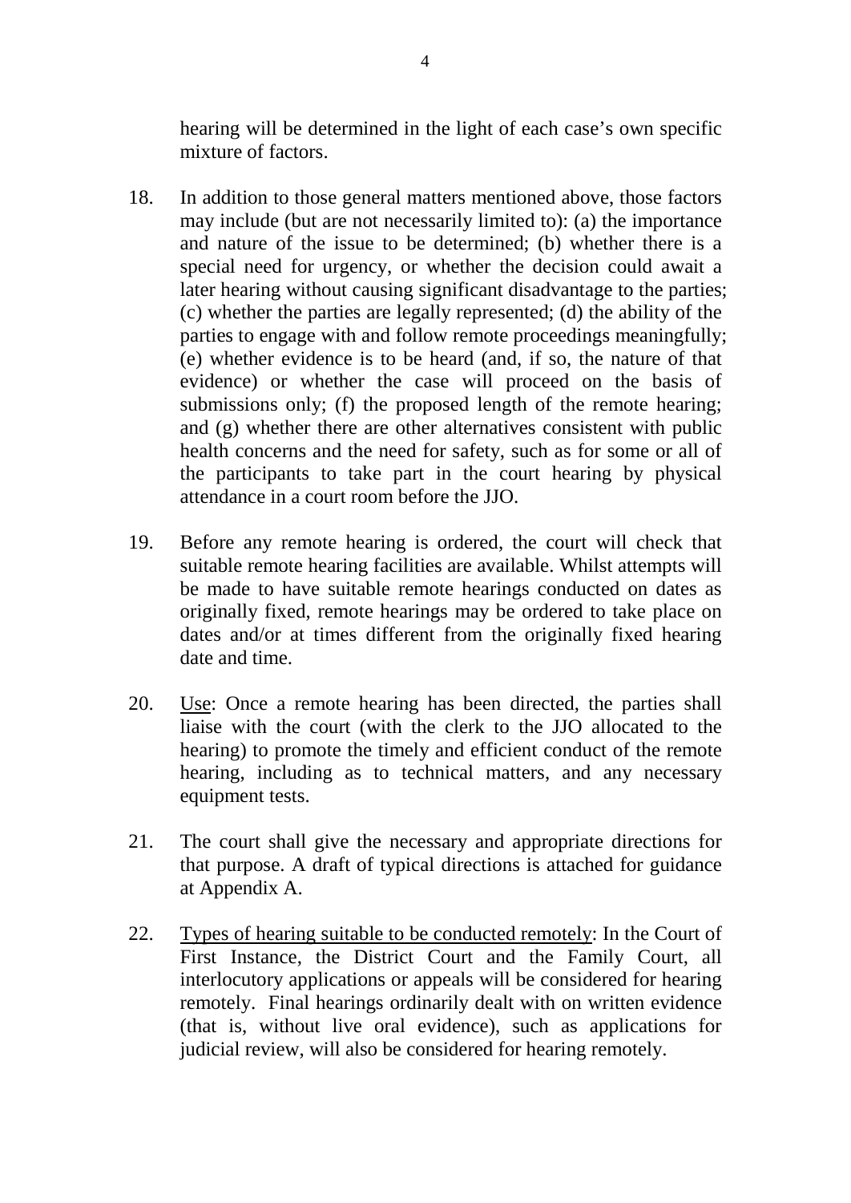hearing will be determined in the light of each case's own specific mixture of factors.

18. In addition to those general matters mentioned above, those factors may include (but are not necessarily limited to): (a) the importance and nature of the issue to be determined; (b) whether there is a special need for urgency, or whether the decision could await a later hearing without causing significant disadvantage to the parties; (c) whether the parties are legally represented; (d) the ability of the parties to engage with and follow remote proceedings meaningfully; (e) whether evidence is to be heard (and, if so, the nature of that evidence) or whether the case will proceed on the basis of submissions only; (f) the proposed length of the remote hearing; and (g) whether there are other alternatives consistent with public health concerns and the need for safety, such as for some or all of the participants to take part in the court hearing by physical attendance in a court room before the JJO.

19. Before any remote hearing is ordered, the court will check that suitable remote hearing facilities are available. Whilst attempts will be made to have suitable remote hearings conducted on dates as originally fixed, remote hearings may be ordered to take place on dates and/or at times different from the originally fixed hearing date and time.

20. <u>Use</u>: Once a remote hearing has been directed, the parties shall liaise with the court (with the clerk to the JJO allocated to the hearing) to promote the timely and efficient conduct of the remote hearing, including as to technical matters, and any necessary equipment tests.

21. The court shall give the necessary and appropriate directions for that purpose. A draft of typical directions is attached for guidance at Appendix A.

22. <u>Types of hearing suitable to be conducted remotely</u>: In the Court of First Instance, the District Court and the Family Court, all interlocutory applications or appeals will be considered for hearing remotely. Final hearings ordinarily dealt with on written evidence (that is, without live oral evidence), such as applications for judicial review, will also be considered for hearing remotely.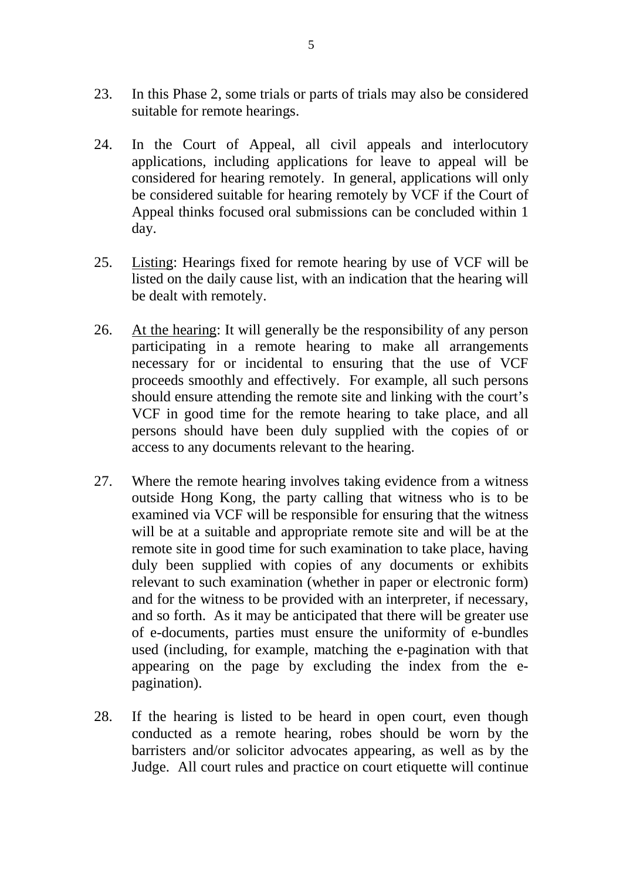23. In this Phase 2, some trials or parts of trials may also be considered suitable for remote hearings.

24. In the Court of Appeal, all civil appeals and interlocutory applications, including applications for leave to appeal will be considered for hearing remotely. In general, applications will only be considered suitable for hearing remotely by VCF if the Court of Appeal thinks focused oral submissions can be concluded within 1 day.

25. <u>Listing</u>: Hearings fixed for remote hearing by use of VCF will be listed on the daily cause list, with an indication that the hearing will be dealt with remotely.

26. <u>At the hearing</u>: It will generally be the responsibility of any person participating in a remote hearing to make all arrangements necessary for or incidental to ensuring that the use of VCF proceeds smoothly and effectively. For example, all such persons should ensure attending the remote site and linking with the court's VCF in good time for the remote hearing to take place, and all persons should have been duly supplied with the copies of or access to any documents relevant to the hearing.

27. Where the remote hearing involves taking evidence from a witness outside Hong Kong, the party calling that witness who is to be examined via VCF will be responsible for ensuring that the witness will be at a suitable and appropriate remote site and will be at the remote site in good time for such examination to take place, having duly been supplied with copies of any documents or exhibits relevant to such examination (whether in paper or electronic form) and for the witness to be provided with an interpreter, if necessary, and so forth. As it may be anticipated that there will be greater use of e-documents, parties must ensure the uniformity of e-bundles used (including, for example, matching the e-pagination with that appearing on the page by excluding the index from the e-pagination).

28. If the hearing is listed to be heard in open court, even though conducted as a remote hearing, robes should be worn by the barristers and/or solicitor advocates appearing, as well as by the Judge. All court rules and practice on court etiquette will continue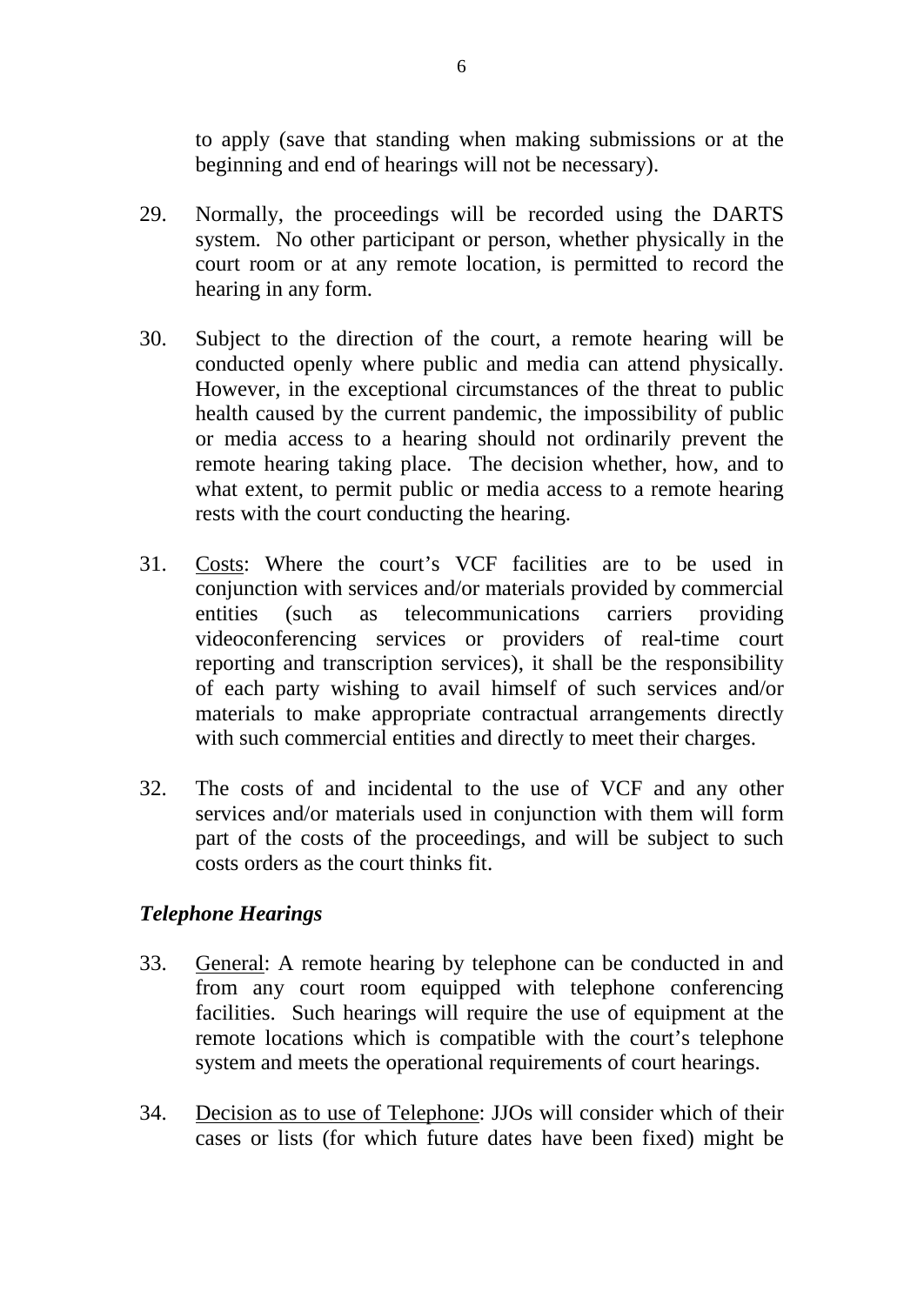to apply (save that standing when making submissions or at the beginning and end of hearings will not be necessary).

29. Normally, the proceedings will be recorded using the DARTS system. No other participant or person, whether physically in the court room or at any remote location, is permitted to record the hearing in any form.

30. Subject to the direction of the court, a remote hearing will be conducted openly where public and media can attend physically. However, in the exceptional circumstances of the threat to public health caused by the current pandemic, the impossibility of public or media access to a hearing should not ordinarily prevent the remote hearing taking place. The decision whether, how, and to what extent, to permit public or media access to a remote hearing rests with the court conducting the hearing.

31. <u>Costs</u>: Where the court's VCF facilities are to be used in conjunction with services and/or materials provided by commercial entities (such as telecommunications carriers providing videoconferencing services or providers of real-time court reporting and transcription services), it shall be the responsibility of each party wishing to avail himself of such services and/or materials to make appropriate contractual arrangements directly with such commercial entities and directly to meet their charges.

32. The costs of and incidental to the use of VCF and any other services and/or materials used in conjunction with them will form part of the costs of the proceedings, and will be subject to such costs orders as the court thinks fit.

### *Telephone Hearings*

33. <u>General</u>: A remote hearing by telephone can be conducted in and from any court room equipped with telephone conferencing facilities. Such hearings will require the use of equipment at the remote locations which is compatible with the court's telephone system and meets the operational requirements of court hearings.

34. <u>Decision as to use of Telephone</u>: JJOs will consider which of their cases or lists (for which future dates have been fixed) might be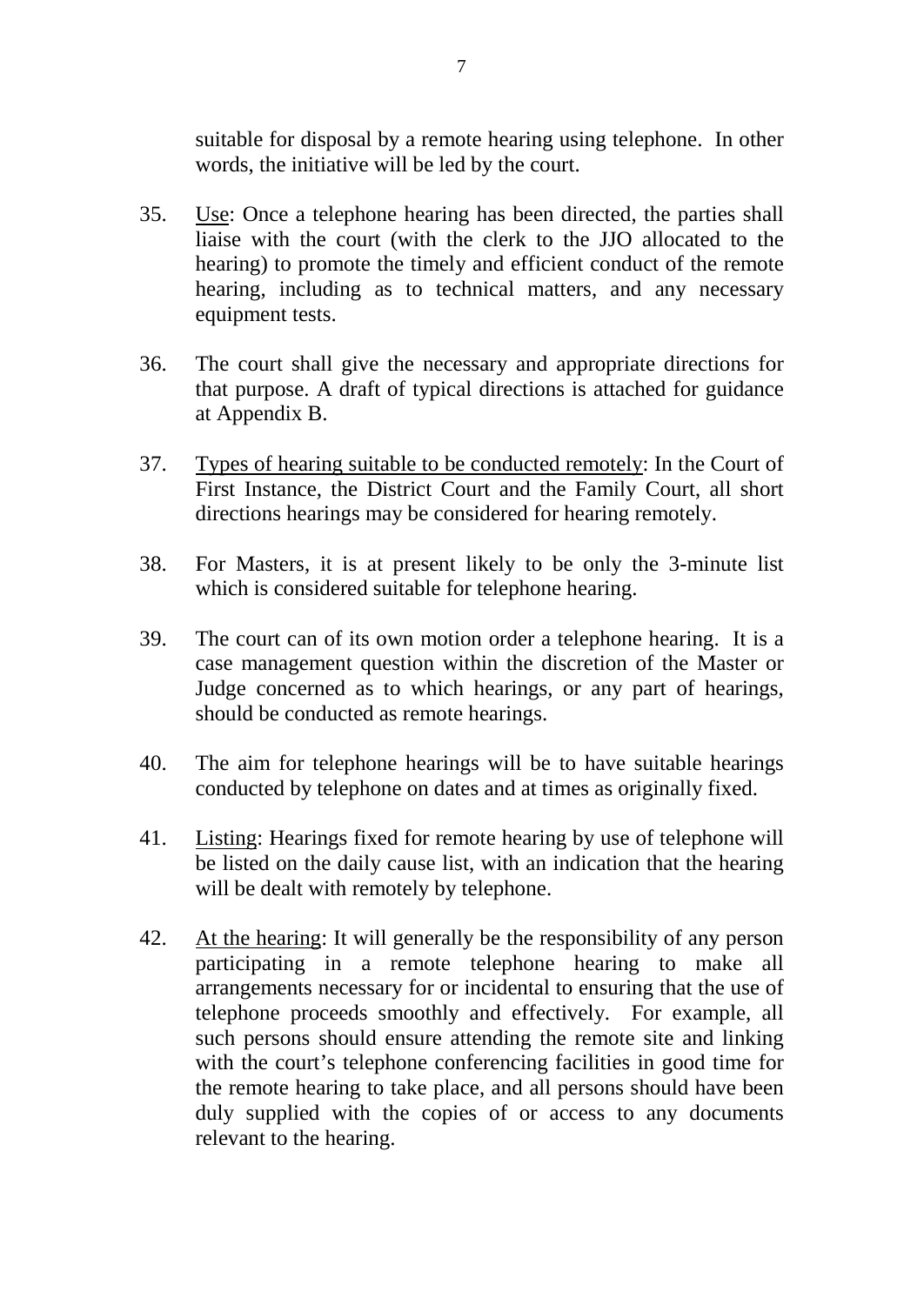suitable for disposal by a remote hearing using telephone. In other words, the initiative will be led by the court.

35. <u>Use</u>: Once a telephone hearing has been directed, the parties shall liaise with the court (with the clerk to the JJO allocated to the hearing) to promote the timely and efficient conduct of the remote hearing, including as to technical matters, and any necessary equipment tests.

36. The court shall give the necessary and appropriate directions for that purpose. A draft of typical directions is attached for guidance at Appendix B.

37. <u>Types of hearing suitable to be conducted remotely</u>: In the Court of First Instance, the District Court and the Family Court, all short directions hearings may be considered for hearing remotely.

38. For Masters, it is at present likely to be only the 3-minute list which is considered suitable for telephone hearing.

39. The court can of its own motion order a telephone hearing. It is a case management question within the discretion of the Master or Judge concerned as to which hearings, or any part of hearings, should be conducted as remote hearings.

40. The aim for telephone hearings will be to have suitable hearings conducted by telephone on dates and at times as originally fixed.

41. <u>Listing</u>: Hearings fixed for remote hearing by use of telephone will be listed on the daily cause list, with an indication that the hearing will be dealt with remotely by telephone.

42. <u>At the hearing</u>: It will generally be the responsibility of any person participating in a remote telephone hearing to make all arrangements necessary for or incidental to ensuring that the use of telephone proceeds smoothly and effectively. For example, all such persons should ensure attending the remote site and linking with the court's telephone conferencing facilities in good time for the remote hearing to take place, and all persons should have been duly supplied with the copies of or access to any documents relevant to the hearing.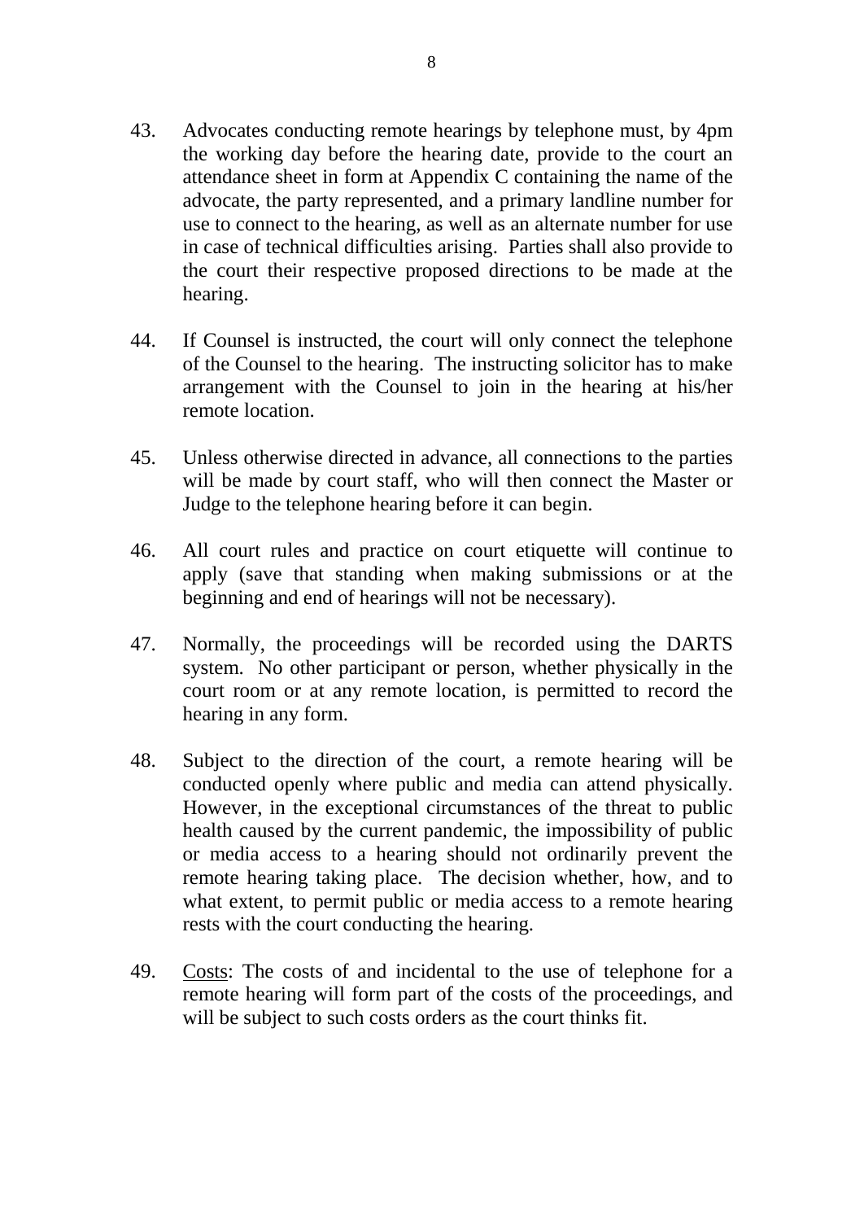43. Advocates conducting remote hearings by telephone must, by 4pm the working day before the hearing date, provide to the court an attendance sheet in form at Appendix C containing the name of the advocate, the party represented, and a primary landline number for use to connect to the hearing, as well as an alternate number for use in case of technical difficulties arising. Parties shall also provide to the court their respective proposed directions to be made at the hearing.

44. If Counsel is instructed, the court will only connect the telephone of the Counsel to the hearing. The instructing solicitor has to make arrangement with the Counsel to join in the hearing at his/her remote location.

45. Unless otherwise directed in advance, all connections to the parties will be made by court staff, who will then connect the Master or Judge to the telephone hearing before it can begin.

46. All court rules and practice on court etiquette will continue to apply (save that standing when making submissions or at the beginning and end of hearings will not be necessary).

47. Normally, the proceedings will be recorded using the DARTS system. No other participant or person, whether physically in the court room or at any remote location, is permitted to record the hearing in any form.

48. Subject to the direction of the court, a remote hearing will be conducted openly where public and media can attend physically. However, in the exceptional circumstances of the threat to public health caused by the current pandemic, the impossibility of public or media access to a hearing should not ordinarily prevent the remote hearing taking place. The decision whether, how, and to what extent, to permit public or media access to a remote hearing rests with the court conducting the hearing.

49. <u>Costs</u>: The costs of and incidental to the use of telephone for a remote hearing will form part of the costs of the proceedings, and will be subject to such costs orders as the court thinks fit.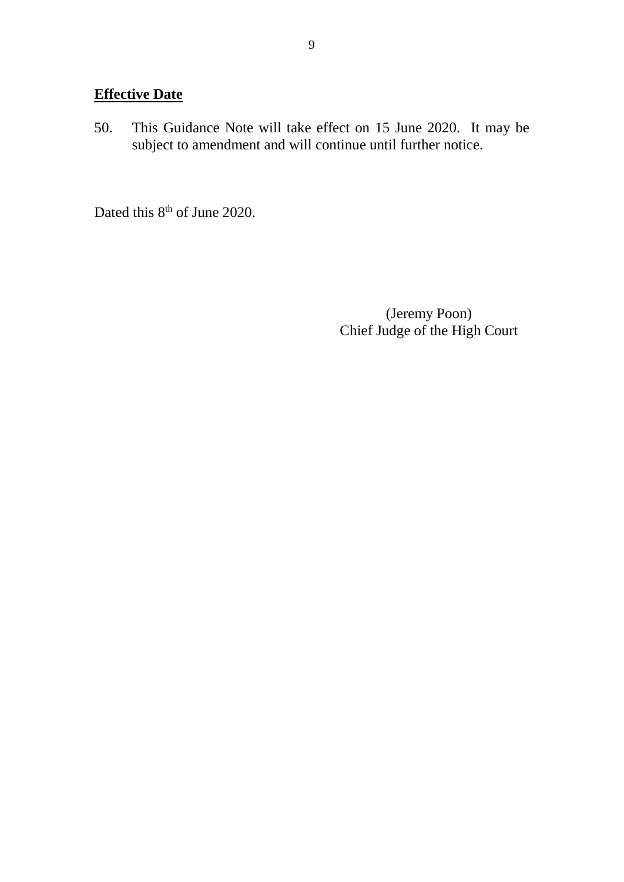**Effective Date**

50. This Guidance Note will take effect on 15 June 2020. It may be subject to amendment and will continue until further notice.

Dated this 8th of June 2020.

(Jeremy Poon)
Chief Judge of the High Court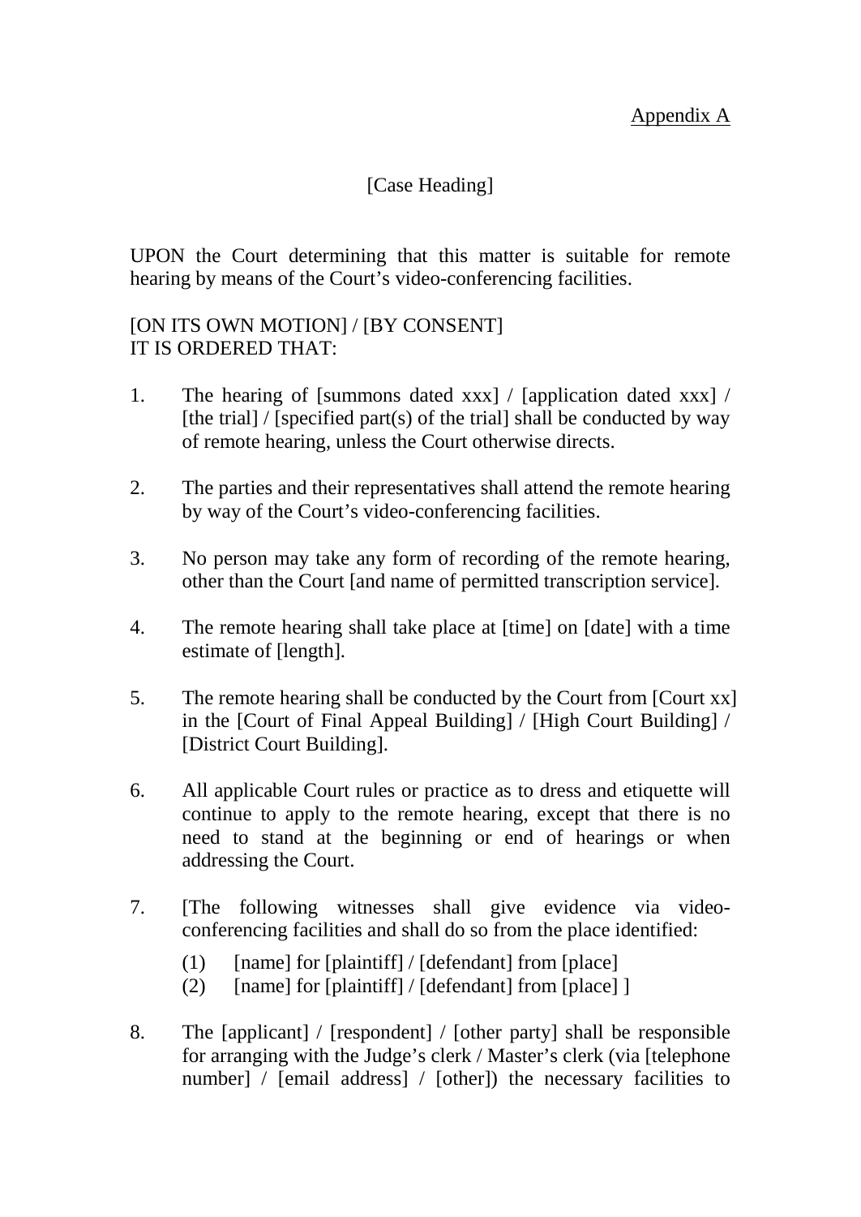Appendix A

[Case Heading]

UPON the Court determining that this matter is suitable for remote hearing by means of the Court's video-conferencing facilities.

[ON ITS OWN MOTION] / [BY CONSENT]
IT IS ORDERED THAT:

1. The hearing of [summons dated xxx] / [application dated xxx] / [the trial] / [specified part(s) of the trial] shall be conducted by way of remote hearing, unless the Court otherwise directs.

2. The parties and their representatives shall attend the remote hearing by way of the Court's video-conferencing facilities.

3. No person may take any form of recording of the remote hearing, other than the Court [and name of permitted transcription service].

4. The remote hearing shall take place at [time] on [date] with a time estimate of [length].

5. The remote hearing shall be conducted by the Court from [Court xx] in the [Court of Final Appeal Building] / [High Court Building] / [District Court Building].

6. All applicable Court rules or practice as to dress and etiquette will continue to apply to the remote hearing, except that there is no need to stand at the beginning or end of hearings or when addressing the Court.

7. [The following witnesses shall give evidence via video-conferencing facilities and shall do so from the place identified:
   (1) [name] for [plaintiff] / [defendant] from [place]
   (2) [name] for [plaintiff] / [defendant] from [place] ]

8. The [applicant] / [respondent] / [other party] shall be responsible for arranging with the Judge's clerk / Master's clerk (via [telephone number] / [email address] / [other]) the necessary facilities to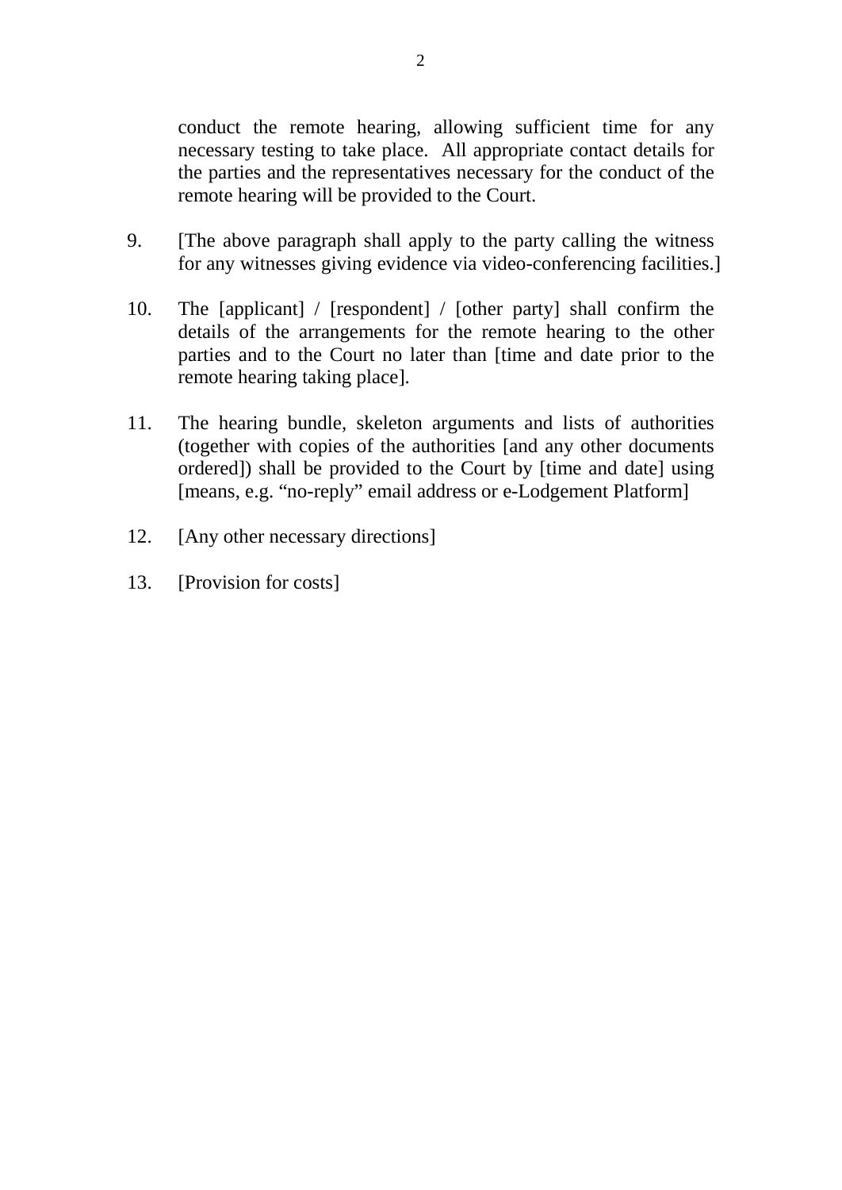conduct the remote hearing, allowing sufficient time for any necessary testing to take place. All appropriate contact details for the parties and the representatives necessary for the conduct of the remote hearing will be provided to the Court.

9. [The above paragraph shall apply to the party calling the witness for any witnesses giving evidence via video-conferencing facilities.]

10. The [applicant] / [respondent] / [other party] shall confirm the details of the arrangements for the remote hearing to the other parties and to the Court no later than [time and date prior to the remote hearing taking place].

11. The hearing bundle, skeleton arguments and lists of authorities (together with copies of the authorities [and any other documents ordered]) shall be provided to the Court by [time and date] using [means, e.g. "no-reply" email address or e-Lodgement Platform]

12. [Any other necessary directions]

13. [Provision for costs]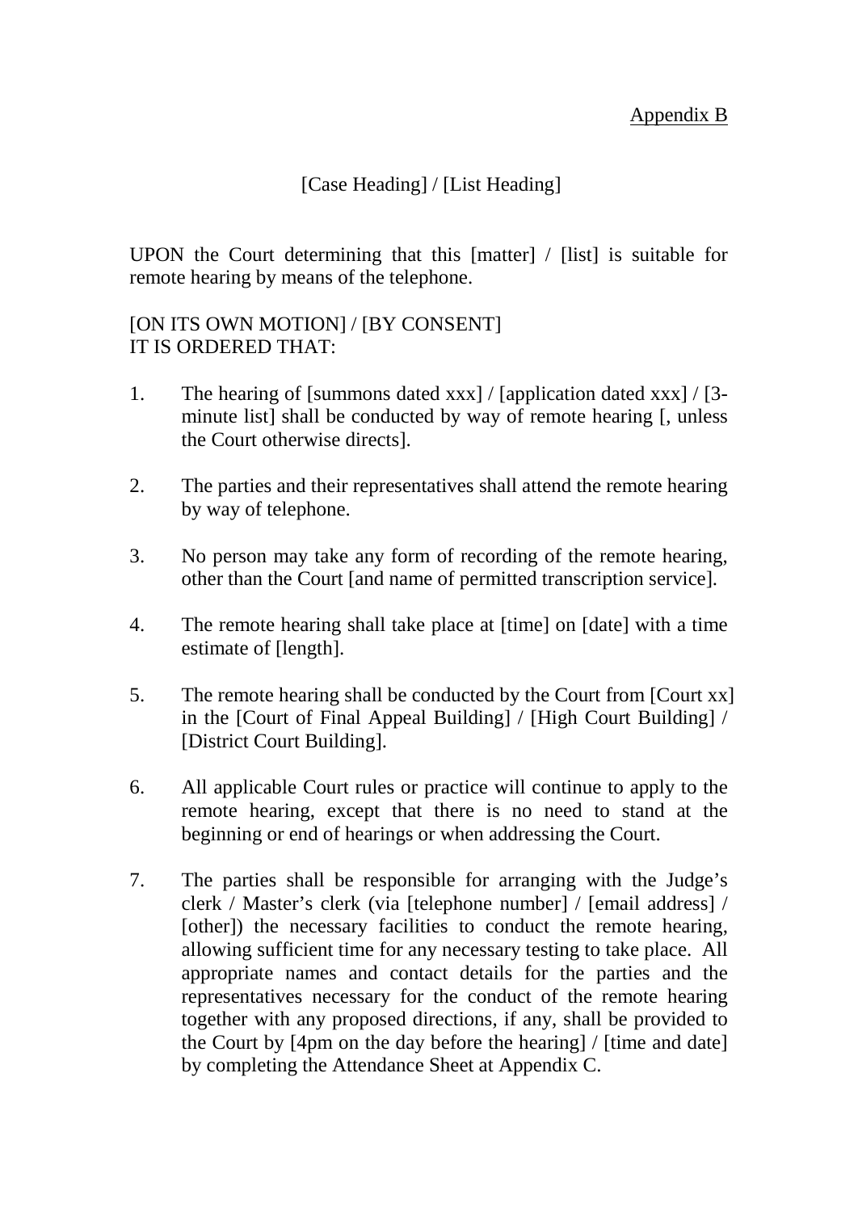Appendix B

[Case Heading] / [List Heading]

UPON the Court determining that this [matter] / [list] is suitable for remote hearing by means of the telephone.

[ON ITS OWN MOTION] / [BY CONSENT]
IT IS ORDERED THAT:

1. The hearing of [summons dated xxx] / [application dated xxx] / [3-minute list] shall be conducted by way of remote hearing [, unless the Court otherwise directs].

2. The parties and their representatives shall attend the remote hearing by way of telephone.

3. No person may take any form of recording of the remote hearing, other than the Court [and name of permitted transcription service].

4. The remote hearing shall take place at [time] on [date] with a time estimate of [length].

5. The remote hearing shall be conducted by the Court from [Court xx] in the [Court of Final Appeal Building] / [High Court Building] / [District Court Building].

6. All applicable Court rules or practice will continue to apply to the remote hearing, except that there is no need to stand at the beginning or end of hearings or when addressing the Court.

7. The parties shall be responsible for arranging with the Judge's clerk / Master's clerk (via [telephone number] / [email address] / [other]) the necessary facilities to conduct the remote hearing, allowing sufficient time for any necessary testing to take place. All appropriate names and contact details for the parties and the representatives necessary for the conduct of the remote hearing together with any proposed directions, if any, shall be provided to the Court by [4pm on the day before the hearing] / [time and date] by completing the Attendance Sheet at Appendix C.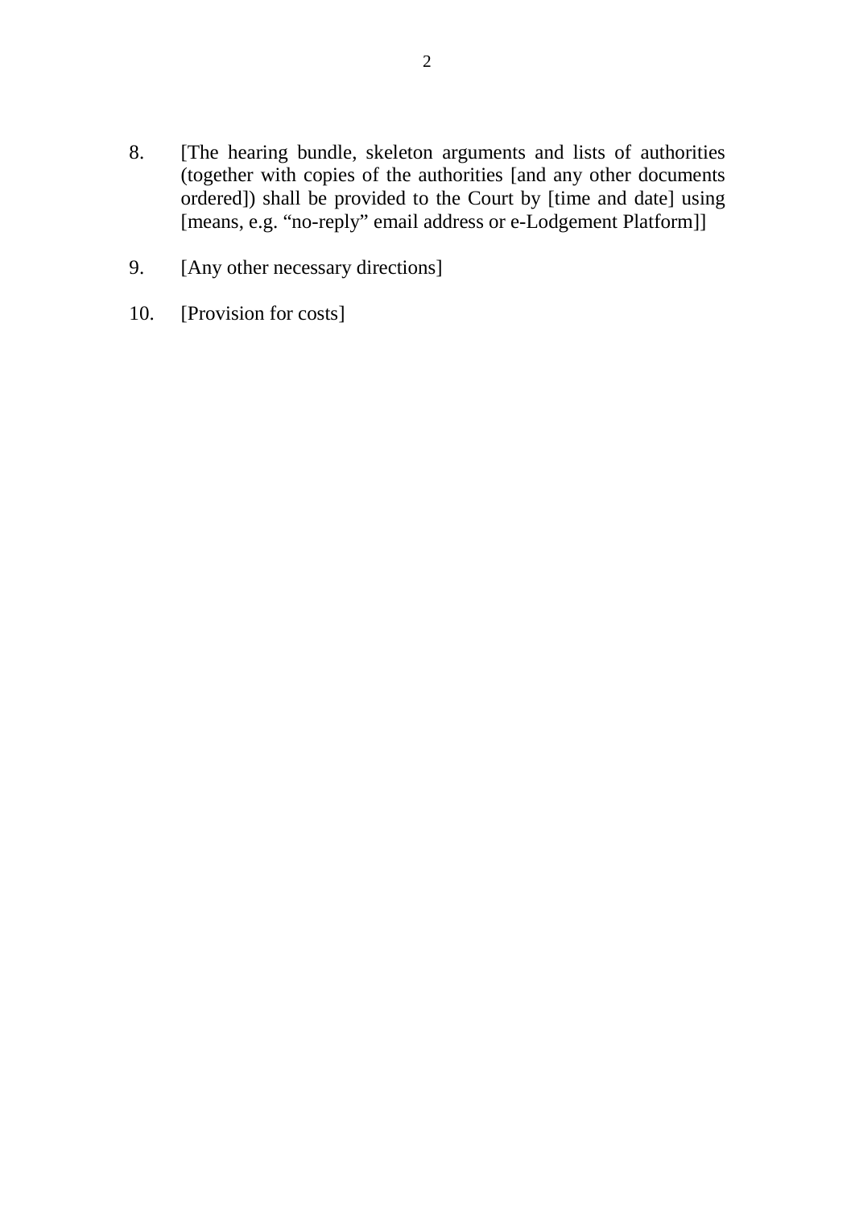8. [The hearing bundle, skeleton arguments and lists of authorities (together with copies of the authorities [and any other documents ordered]) shall be provided to the Court by [time and date] using [means, e.g. "no-reply" email address or e-Lodgement Platform]]

9. [Any other necessary directions]

10. [Provision for costs]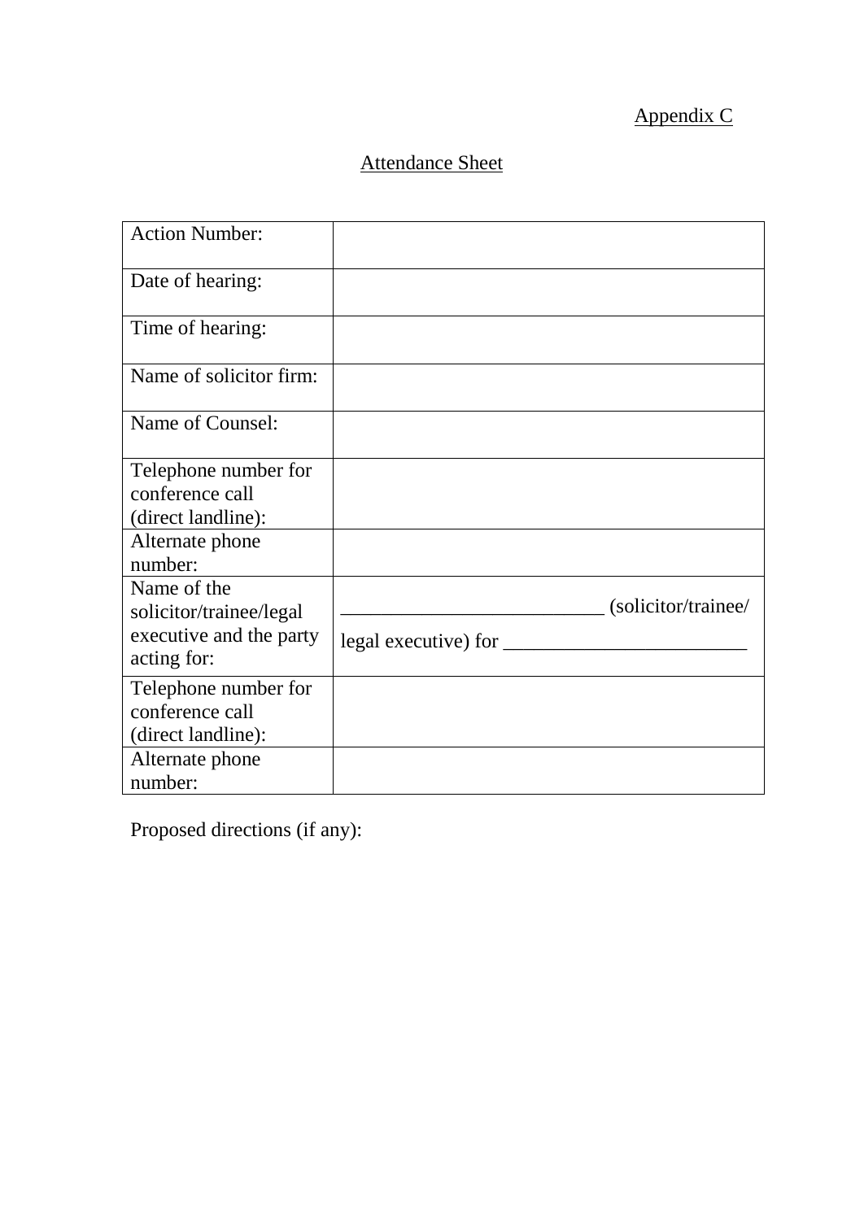Appendix C

## Attendance Sheet

| | |
|---|---|
| Action Number: | |
| Date of hearing: | |
| Time of hearing: | |
| Name of solicitor firm: | |
| Name of Counsel: | |
| Telephone number for conference call (direct landline): | |
| Alternate phone number: | |
| Name of the solicitor/trainee/legal executive and the party acting for: | __________________________ (solicitor/trainee/ legal executive) for ________________________ |
| Telephone number for conference call (direct landline): | |
| Alternate phone number: | |

Proposed directions (if any):